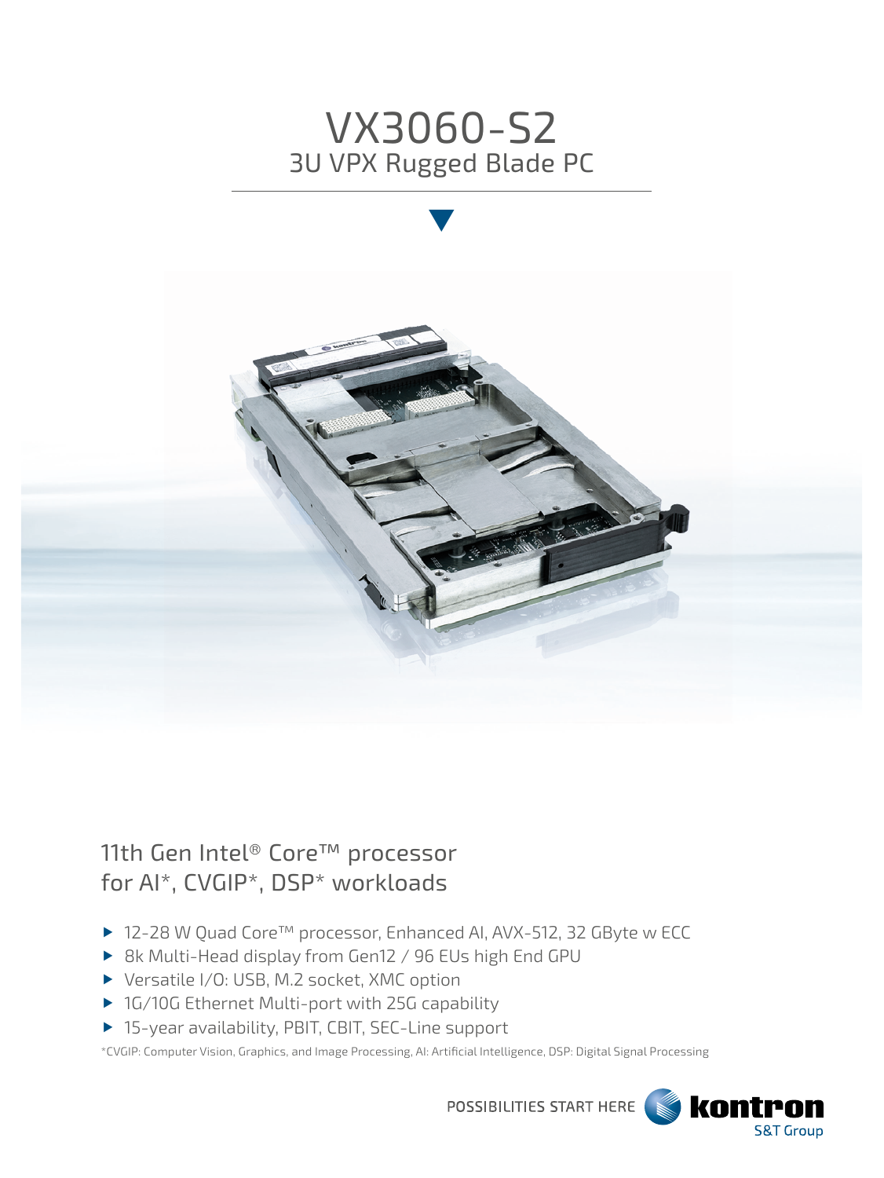# VX3060-S2

## 3U VPX Rugged Blade PC

## 11th Gen Intel® Core™ processor for AI*, CVGIP*, DSP* workloads

- 12-28 W Quad Core™ processor, Enhanced AI, AVX-512, 32 GByte w ECC
- 8k Multi-Head display from Gen12 / 96 EUs high End GPU
- Versatile I/O: USB, M.2 socket, XMC option
- 1G/10G Ethernet Multi-port with 25G capability
- 15-year availability, PBIT, CBIT, SEC-Line support

*CVGIP: Computer Vision, Graphics, and Image Processing, AI: Artificial Intelligence, DSP: Digital Signal Processing

POSSIBILITIES START HERE kontron S&T Group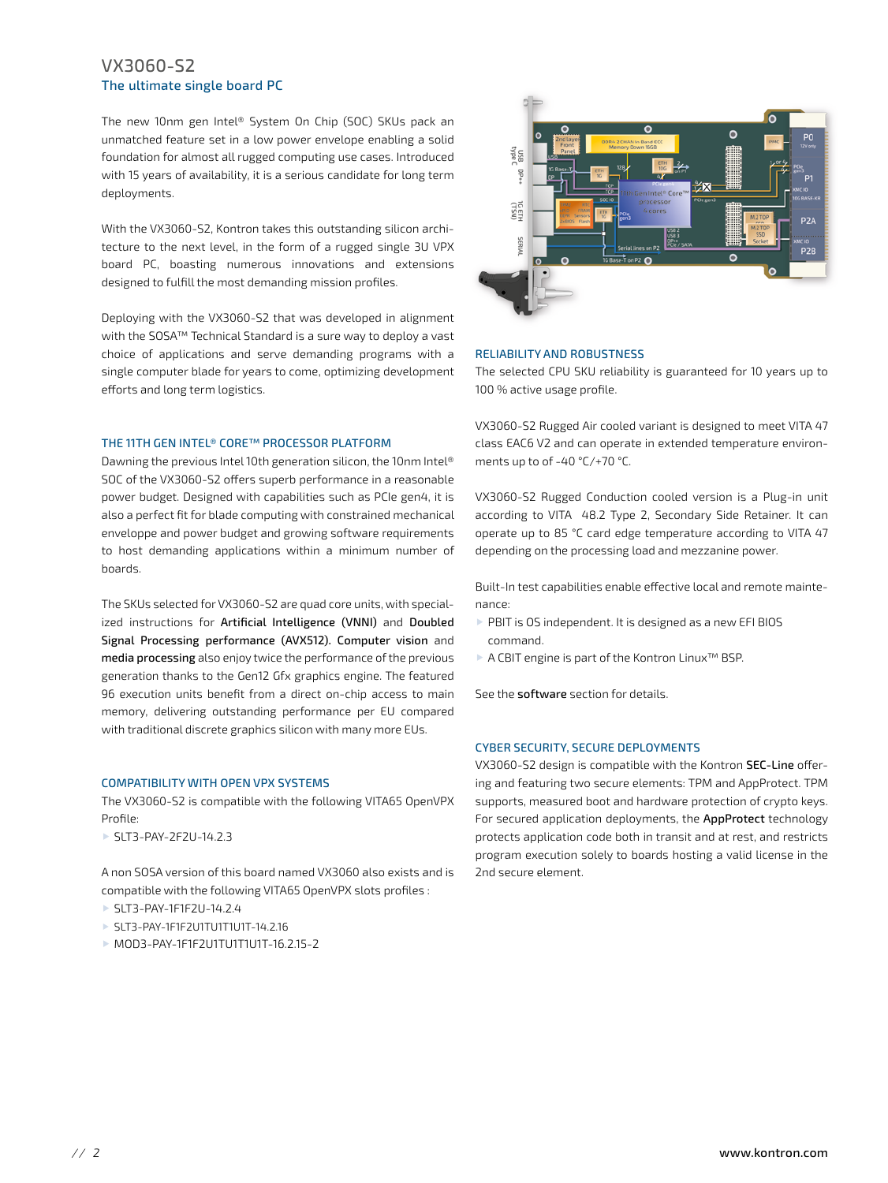# VX3060-S2

## The ultimate single board PC

The new 10nm gen Intel® System On Chip (SOC) SKUs pack an unmatched feature set in a low power envelope enabling a solid foundation for almost all rugged computing use cases. Introduced with 15 years of availability, it is a serious candidate for long term deployments.

With the VX3060-S2, Kontron takes this outstanding silicon architecture to the next level, in the form of a rugged single 3U VPX board PC, boasting numerous innovations and extensions designed to fulfill the most demanding mission profiles.

Deploying with the VX3060-S2 that was developed in alignment with the SOSA™ Technical Standard is a sure way to deploy a vast choice of applications and serve demanding programs with a single computer blade for years to come, optimizing development efforts and long term logistics.

### THE 11TH GEN INTEL® CORE™ PROCESSOR PLATFORM

Dawning the previous Intel 10th generation silicon, the 10nm Intel® SOC of the VX3060-S2 offers superb performance in a reasonable power budget. Designed with capabilities such as PCIe gen4, it is also a perfect fit for blade computing with constrained mechanical envelope and power budget and growing software requirements to host demanding applications within a minimum number of boards.

The SKUs selected for VX3060-S2 are quad core units, with specialized instructions for **Artificial Intelligence (VNNI)** and **Doubled Signal Processing performance (AVX512). Computer vision** and **media processing** also enjoy twice the performance of the previous generation thanks to the Gen12 Gfx graphics engine. The featured 96 execution units benefit from a direct on-chip access to main memory, delivering outstanding performance per EU compared with traditional discrete graphics silicon with many more EUs.

### COMPATIBILITY WITH OPEN VPX SYSTEMS

The VX3060-S2 is compatible with the following VITA65 OpenVPX Profile:

- SLT3-PAY-2F2U-14.2.3

A non SOSA version of this board named VX3060 also exists and is compatible with the following VITA65 OpenVPX slots profiles :

- SLT3-PAY-1F1F2U-14.2.4
- SLT3-PAY-1F1F2U1TU1T1U1T-14.2.16
- MOD3-PAY-1F1F2U1TU1T1U1T-16.2.15-2

### RELIABILITY AND ROBUSTNESS

The selected CPU SKU reliability is guaranteed for 10 years up to 100 % active usage profile.

VX3060-S2 Rugged Air cooled variant is designed to meet VITA 47 class EAC6 V2 and can operate in extended temperature environments up to of -40 °C/+70 °C.

VX3060-S2 Rugged Conduction cooled version is a Plug-in unit according to VITA 48.2 Type 2, Secondary Side Retainer. It can operate up to 85 °C card edge temperature according to VITA 47 depending on the processing load and mezzanine power.

Built-In test capabilities enable effective local and remote maintenance:

- PBIT is OS independent. It is designed as a new EFI BIOS command.
- A CBIT engine is part of the Kontron Linux™ BSP.

See the **software** section for details.

### CYBER SECURITY, SECURE DEPLOYMENTS

VX3060-S2 design is compatible with the Kontron **SEC-Line** offering and featuring two secure elements: TPM and AppProtect. TPM supports, measured boot and hardware protection of crypto keys. For secured application deployments, the **AppProtect** technology protects application code both in transit and at rest, and restricts program execution solely to boards hosting a valid license in the 2nd secure element.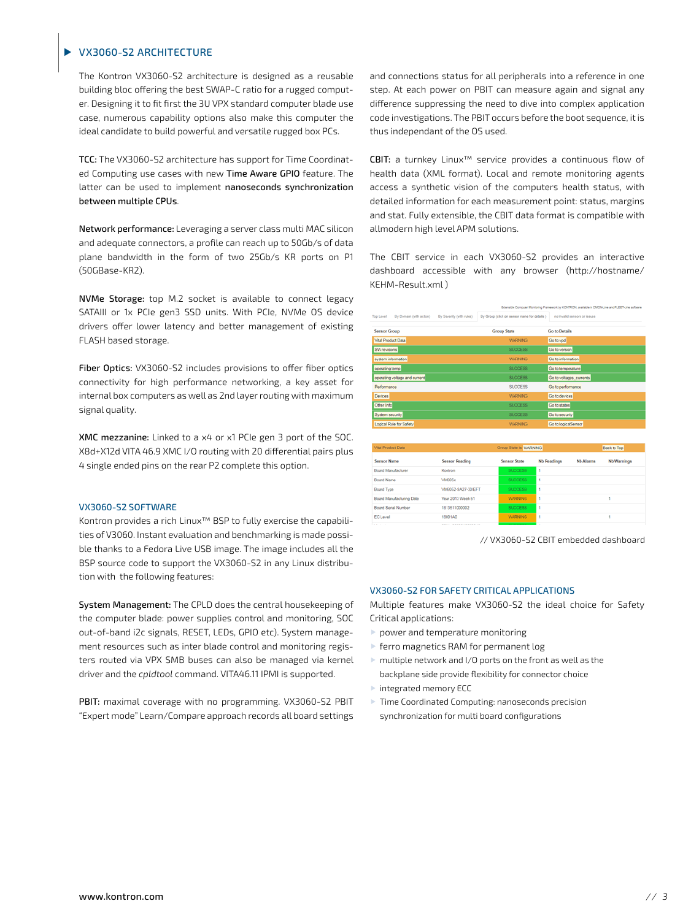## VX3060-S2 ARCHITECTURE

The Kontron VX3060-S2 architecture is designed as a reusable building bloc offering the best SWAP-C ratio for a rugged computer. Designing it to fit first the 3U VPX standard computer blade use case, numerous capability options also make this computer the ideal candidate to build powerful and versatile rugged box PCs.

**TCC:** The VX3060-S2 architecture has support for Time Coordinated Computing use cases with new **Time Aware GPIO** feature. The latter can be used to implement **nanoseconds synchronization between multiple CPUs**.

**Network performance:** Leveraging a server class multi MAC silicon and adequate connectors, a profile can reach up to 50Gb/s of data plane bandwidth in the form of two 25Gb/s KR ports on P1 (50GBase-KR2).

**NVMe Storage:** top M.2 socket is available to connect legacy SATAIII or 1x PCIe gen3 SSD units. With PCIe, NVMe OS device drivers offer lower latency and better management of existing FLASH based storage.

**Fiber Optics:** VX3060-S2 includes provisions to offer fiber optics connectivity for high performance networking, a key asset for internal box computers as well as 2nd layer routing with maximum signal quality.

**XMC mezzanine:** Linked to a x4 or x1 PCIe gen 3 port of the SOC. X8d+X12d VITA 46.9 XMC I/O routing with 20 differential pairs plus 4 single ended pins on the rear P2 complete this option.

## VX3060-S2 SOFTWARE

Kontron provides a rich Linux™ BSP to fully exercise the capabilities of V3060. Instant evaluation and benchmarking is made possible thanks to a Fedora Live USB image. The image includes all the BSP source code to support the VX3060-S2 in any Linux distribution with the following features:

**System Management:** The CPLD does the central housekeeping of the computer blade: power supplies control and monitoring, SOC out-of-band i2c signals, RESET, LEDs, GPIO etc). System management resources such as inter blade control and monitoring registers routed via VPX SMB buses can also be managed via kernel driver and the *cpldtool* command. VITA46.11 IPMI is supported.

**PBIT:** maximal coverage with no programming. VX3060-S2 PBIT "Expert mode" Learn/Compare approach records all board settings and connections status for all peripherals into a reference in one step. At each power on PBIT can measure again and signal any difference suppressing the need to dive into complex application code investigations. The PBIT occurs before the boot sequence, it is thus independant of the OS used.

**CBIT:** a turnkey Linux™ service provides a continuous flow of health data (XML format). Local and remote monitoring agents access a synthetic vision of the computers health status, with detailed information for each measurement point: status, margins and stat. Fully extensible, the CBIT data format is compatible with allmodern high level APM solutions.

The CBIT service in each VX3060-S2 provides an interactive dashboard accessible with any browser (http://hostname/KEHM-Result.xml )

| Sensor Group | Group State | Go to Details |
|---|---|---|
| Vital Product Data | WARNING | Go to vpd |
| SW revisions | SUCCESS | Go to version |
| system information | WARNING | Go to information |
| operating temp | SUCCESS | Go to temperature |
| operating voltage and current | SUCCESS | Go to voltages_currents |
| Performance | SUCCESS | Go to performance |
| Devices | WARNING | Go to devices |
| Other Info | SUCCESS | Go to states |
| System security | SUCCESS | Go to security |
| Logical Rule for Safety | WARNING | Go to logicalSensor |

| Sensor Name | Sensor Reading | Sensor State | Nb Readings | Nb Alarms | Nb Warnings |
|---|---|---|---|---|---|
| Board Manufacturer | Kontron | SUCCESS | 1 | | |
| Board Name | VM6xx | SUCCESS | 1 | | |
| Board Type | VM6052-8A27-30/EFT | SUCCESS | 1 | | |
| Board Manufacturing Date | Year 2013 Week 51 | WARNING | 1 | | 1 |
| Board Serial Number | 1813511000002 | SUCCESS | 1 | | |
| EC Level | 18001A0 | WARNING | 1 | | 1 |

// VX3060-S2 CBIT embedded dashboard

## VX3060-S2 FOR SAFETY CRITICAL APPLICATIONS

Multiple features make VX3060-S2 the ideal choice for Safety Critical applications:

- power and temperature monitoring
- ferro magnetics RAM for permanent log
- multiple network and I/O ports on the front as well as the backplane side provide flexibility for connector choice
- integrated memory ECC
- Time Coordinated Computing: nanoseconds precision synchronization for multi board configurations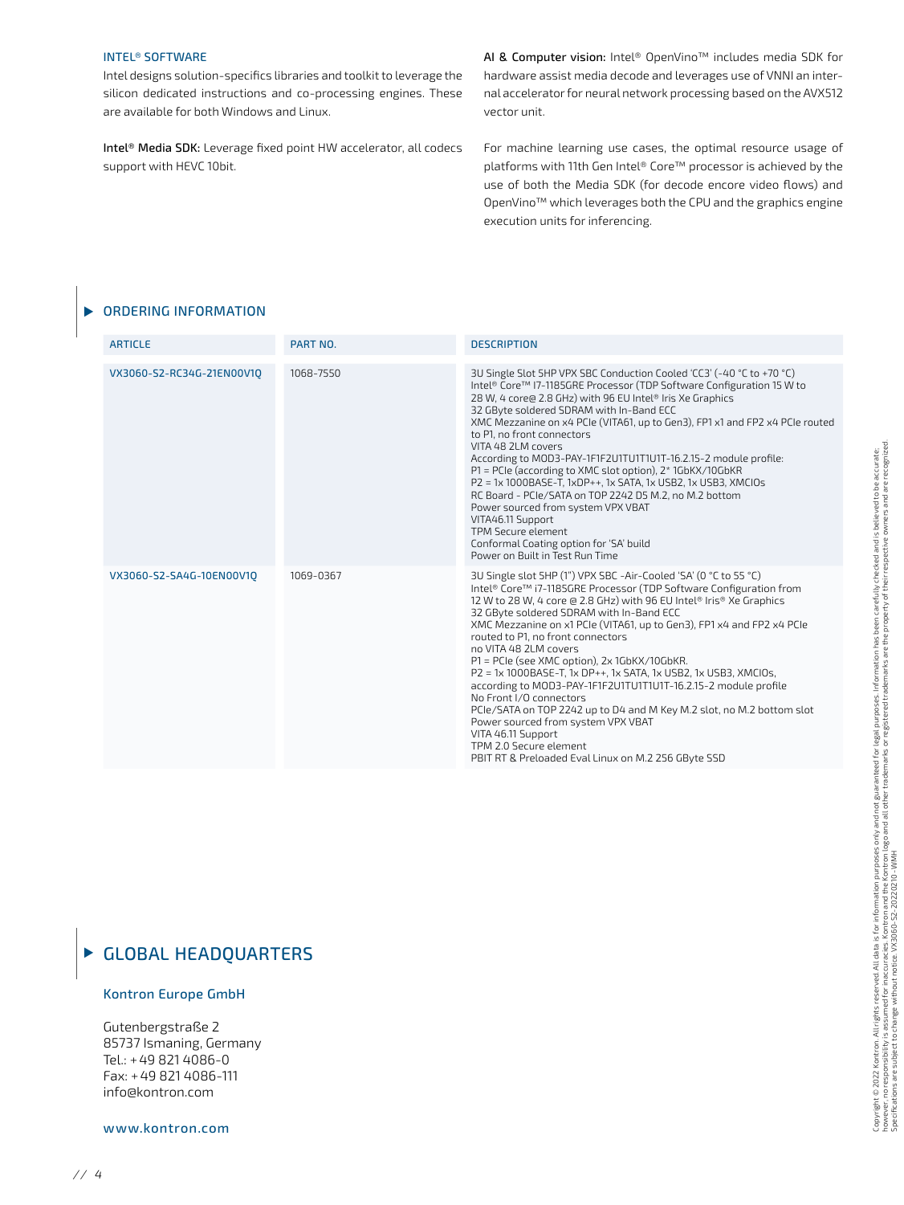### INTEL® SOFTWARE

Intel designs solution-specifics libraries and toolkit to leverage the silicon dedicated instructions and co-processing engines. These are available for both Windows and Linux.

**Intel® Media SDK:** Leverage fixed point HW accelerator, all codecs support with HEVC 10bit.

**AI & Computer vision:** Intel® OpenVino™ includes media SDK for hardware assist media decode and leverages use of VNNI an internal accelerator for neural network processing based on the AVX512 vector unit.

For machine learning use cases, the optimal resource usage of platforms with 11th Gen Intel® Core™ processor is achieved by the use of both the Media SDK (for decode encore video flows) and OpenVino™ which leverages both the CPU and the graphics engine execution units for inferencing.

## ORDERING INFORMATION

| ARTICLE | PART NO. | DESCRIPTION |
|---|---|---|
| VX3060-S2-RC34G-21EN00V1Q | 1068-7550 | 3U Single Slot 5HP VPX SBC Conduction Cooled 'CC3' (-40 °C to +70 °C)<br>Intel® Core™ I7-1185GRE Processor (TDP Software Configuration 15 W to 28 W, 4 core@ 2.8 GHz) with 96 EU Intel® Iris Xe Graphics<br>32 GByte soldered SDRAM with In-Band ECC<br>XMC Mezzanine on x4 PCIe (VITA61, up to Gen3), FP1 x1 and FP2 x4 PCIe routed to P1, no front connectors<br>VITA 48 2LM covers<br>According to MOD3-PAY-1F1F2U1TU1T1U1T-16.2.15-2 module profile:<br>P1 = PCIe (according to XMC slot option), 2* 1GbKX/10GbKR<br>P2 = 1x 1000BASE-T, 1xDP++, 1x SATA, 1x USB2, 1x USB3, XMCIOs<br>RC Board - PCIe/SATA on TOP 2242 D5 M.2, no M.2 bottom<br>Power sourced from system VPX VBAT<br>VITA46.11 Support<br>TPM Secure element<br>Conformal Coating option for 'SA' build<br>Power on Built in Test Run Time |
| VX3060-S2-SA4G-10EN00V1Q | 1069-0367 | 3U Single slot 5HP (1") VPX SBC -Air-Cooled 'SA' (0 °C to 55 °C)<br>Intel® Core™ i7-1185GRE Processor (TDP Software Configuration from 12 W to 28 W, 4 core @ 2.8 GHz) with 96 EU Intel® Iris® Xe Graphics<br>32 GByte soldered SDRAM with In-Band ECC<br>XMC Mezzanine on x1 PCIe (VITA61, up to Gen3), FP1 x4 and FP2 x4 PCIe routed to P1, no front connectors<br>no VITA 48 2LM covers<br>P1 = PCIe (see XMC option), 2x 1GbKX/10GbKR.<br>P2 = 1x 1000BASE-T, 1x DP++, 1x SATA, 1x USB2, 1x USB3, XMCIOs, according to MOD3-PAY-1F1F2U1TU1T1U1T-16.2.15-2 module profile<br>No Front I/O connectors<br>PCIe/SATA on TOP 2242 up to D4 and M Key M.2 slot, no M.2 bottom slot<br>Power sourced from system VPX VBAT<br>VITA 46.11 Support<br>TPM 2.0 Secure element<br>PBIT RT & Preloaded Eval Linux on M.2 256 GByte SSD |

## GLOBAL HEADQUARTERS

### Kontron Europe GmbH

Gutenbergstraße 2
85737 Ismaning, Germany
Tel.: + 49 821 4086-0
Fax: + 49 821 4086-111
info@kontron.com

www.kontron.com

Copyright © 2022 Kontron. All rights reserved. All data is for information purposes only and not guaranteed for legal purposes. Information has been carefully checked and is believed to be accurate; however, no responsibility is assumed for inaccuracies. Kontron and the Kontron logo and all other trademarks or registered trademarks are the property of their respective owners and are recognized. Specifications are subject to change without notice. VX3060-S2-20220210-WMH